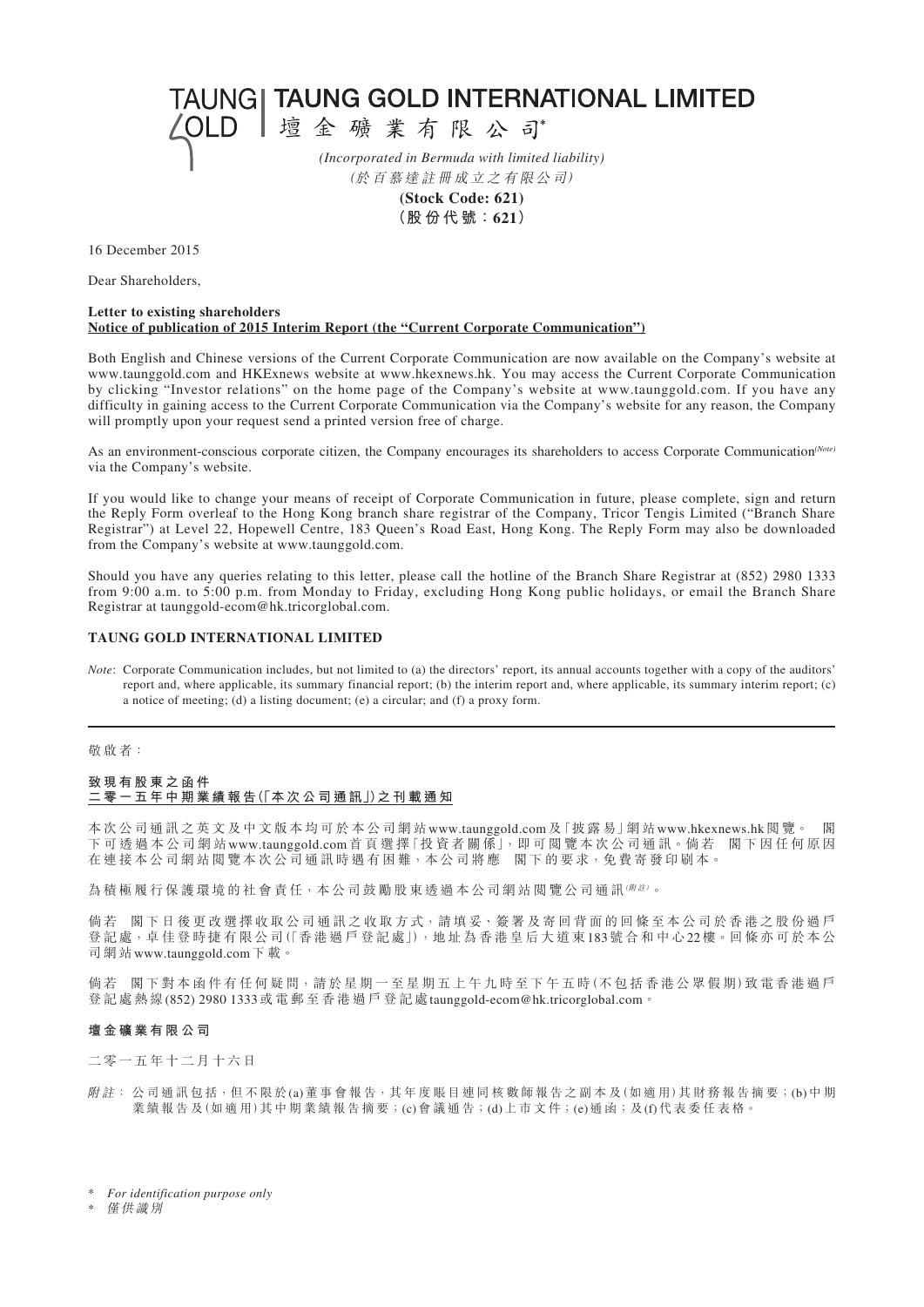# TAUNG GOLD INTERNATIONAL LIMITED

# 壇金礦業有限公司*

*(Incorporated in Bermuda with limited liability)*
*(於百慕達註冊成立之有限公司)*

**(Stock Code: 621)**
**(股份代號：621)**

16 December 2015

Dear Shareholders,

**Letter to existing shareholders**
**Notice of publication of 2015 Interim Report (the "Current Corporate Communication")**

Both English and Chinese versions of the Current Corporate Communication are now available on the Company's website at www.taunggold.com and HKExnews website at www.hkexnews.hk. You may access the Current Corporate Communication by clicking "Investor relations" on the home page of the Company's website at www.taunggold.com. If you have any difficulty in gaining access to the Current Corporate Communication via the Company's website for any reason, the Company will promptly upon your request send a printed version free of charge.

As an environment-conscious corporate citizen, the Company encourages its shareholders to access Corporate Communication*(Note)* via the Company's website.

If you would like to change your means of receipt of Corporate Communication in future, please complete, sign and return the Reply Form overleaf to the Hong Kong branch share registrar of the Company, Tricor Tengis Limited ("Branch Share Registrar") at Level 22, Hopewell Centre, 183 Queen's Road East, Hong Kong. The Reply Form may also be downloaded from the Company's website at www.taunggold.com.

Should you have any queries relating to this letter, please call the hotline of the Branch Share Registrar at (852) 2980 1333 from 9:00 a.m. to 5:00 p.m. from Monday to Friday, excluding Hong Kong public holidays, or email the Branch Share Registrar at taunggold-ecom@hk.tricorglobal.com.

**TAUNG GOLD INTERNATIONAL LIMITED**

*Note*: Corporate Communication includes, but not limited to (a) the directors' report, its annual accounts together with a copy of the auditors' report and, where applicable, its summary financial report; (b) the interim report and, where applicable, its summary interim report; (c) a notice of meeting; (d) a listing document; (e) a circular; and (f) a proxy form.

---

敬啟者：

**致現有股東之函件**
**二零一五年中期業績報告(「本次公司通訊」)之刊載通知**

本次公司通訊之英文及中文版本均可於本公司網站www.taunggold.com及「披露易」網站www.hkexnews.hk閱覽。 閣下可透過本公司網站www.taunggold.com首頁選擇「投資者關係」，即可閱覽本次公司通訊。倘若 閣下因任何原因在連接本公司網站閱覽本次公司通訊時遇有困難，本公司將應 閣下的要求，免費寄發印刷本。

為積極履行保護環境的社會責任，本公司鼓勵股東透過本公司網站閱覽公司通訊*(附註)*。

倘若 閣下日後更改選擇收取公司通訊之收取方式，請填妥、簽署及寄回背面的回條至本公司於香港之股份過戶登記處，卓佳登捷時有限公司(「香港過戶登記處」)，地址為香港皇后大道東183號合和中心22樓。回條亦可於本公司網站www.taunggold.com下載。

倘若 閣下對本函件有任何疑問，請於星期一至星期五上午九時至下午五時(不包括香港公眾假期)致電香港過戶登記處熱線(852) 2980 1333或電郵至香港過戶登記處taunggold-ecom@hk.tricorglobal.com。

**壇金礦業有限公司**

二零一五年十二月十六日

*附註*： 公司通訊包括，但不限於(a)董事會報告，其年度賬目連同核數師報告之副本及(如適用)其財務報告摘要；(b)中期業績報告及(如適用)其中期業績報告摘要；(c)會議通告；(d)上市文件；(e)通函；及(f)代表委任表格。

\* *For identification purpose only*
\* *僅供識別*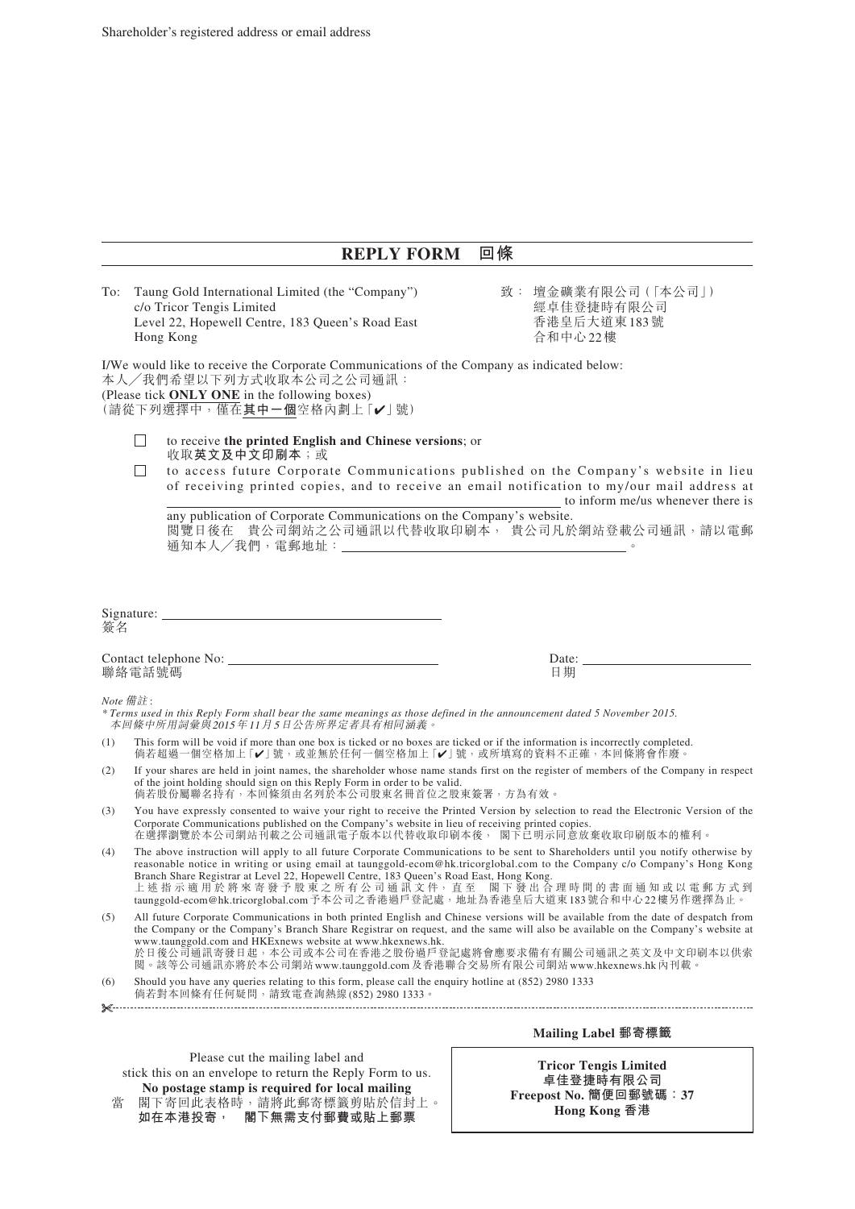Shareholder's registered address or email address

## REPLY FORM 回條

To: Taung Gold International Limited (the "Company")
c/o Tricor Tengis Limited
Level 22, Hopewell Centre, 183 Queen's Road East
Hong Kong

致： 壇金礦業有限公司（「本公司」）
經卓佳登捷時有限公司
香港皇后大道東183號
合和中心22樓

I/We would like to receive the Corporate Communications of the Company as indicated below:
本人╱我們希望以下列方式收取本公司之公司通訊：
(Please tick **ONLY ONE** in the following boxes)
（請從下列選擇中，僅在**其中一個**空格內劃上「✔」號）

☐ to receive **the printed English and Chinese versions**; or
收取**英文及中文印刷本**；或

☐ to access future Corporate Communications published on the Company's website in lieu of receiving printed copies, and to receive an email notification to my/our mail address at ____________________ to inform me/us whenever there is any publication of Corporate Communications on the Company's website.
閱覽日後在 貴公司網站之公司通訊以代替收取印刷本， 貴公司凡於網站登載公司通訊，請以電郵通知本人╱我們，電郵地址：____________________。

Signature: ____________________
簽名

Contact telephone No: ____________________
聯絡電話號碼

Date: ____________________
日期

*Note 備註：*

*\* Terms used in this Reply Form shall bear the same meanings as those defined in the announcement dated 5 November 2015.*
*本回條中所用詞彙與2015年11月5日公告所界定者具有相同涵義。*

(1) This form will be void if more than one box is ticked or no boxes are ticked or if the information is incorrectly completed.
倘若超過一個空格加上「✔」號，或並無於任何一個空格加上「✔」號，或所填寫的資料不正確，本回條將會作廢。

(2) If your shares are held in joint names, the shareholder whose name stands first on the register of members of the Company in respect of the joint holding should sign on this Reply Form in order to be valid.
倘若股份屬聯名持有，本回條須由名列於本公司股東名冊首位之股東簽署，方為有效。

(3) You have expressly consented to waive your right to receive the Printed Version by selection to read the Electronic Version of the Corporate Communications published on the Company's website in lieu of receiving printed copies.
在選擇瀏覽於本公司網站刊載之公司通訊電子版本以代替收取印刷本後， 閣下已明示同意放棄收取印刷版本的權利。

(4) The above instruction will apply to all future Corporate Communications to be sent to Shareholders until you notify otherwise by reasonable notice in writing or using email at taunggold-ecom@hk.tricorglobal.com to the Company c/o Company's Hong Kong Branch Share Registrar at Level 22, Hopewell Centre, 183 Queen's Road East, Hong Kong.
上述指示適用於將來寄發予股東之所有公司通訊文件，直至 閣下發出合理時間的書面通知或以電郵方式到taunggold-ecom@hk.tricorglobal.com予本公司之香港過戶登記處，地址為香港皇后大道東183號合和中心22樓另作選擇為止。

(5) All future Corporate Communications in both printed English and Chinese versions will be available from the date of despatch from the Company or the Company's Branch Share Registrar on request, and the same will also be available on the Company's website at www.taunggold.com and HKExnews website at www.hkexnews.hk.
於日後公司通訊寄發日起，本公司或本公司在香港之股份過戶登記處將會應要求備有有關公司通訊之英文及中文印刷本以供索閱。該等公司通訊亦將於本公司網站www.taunggold.com及香港聯合交易所有限公司網站www.hkexnews.hk內刊載。

(6) Should you have any queries relating to this form, please call the enquiry hotline at (852) 2980 1333
倘若對本回條有任何疑問，請致電查詢熱線(852) 2980 1333。

---

Please cut the mailing label and stick this on an envelope to return the Reply Form to us.
**No postage stamp is required for local mailing**
當 閣下寄回此表格時，請將此郵寄標籤剪貼於信封上。
**如在本港投寄， 閣下無需支付郵費或貼上郵票**

**Mailing Label 郵寄標籤**

**Tricor Tengis Limited**
**卓佳登捷時有限公司**
**Freepost No. 簡便回郵號碼：37**
**Hong Kong 香港**